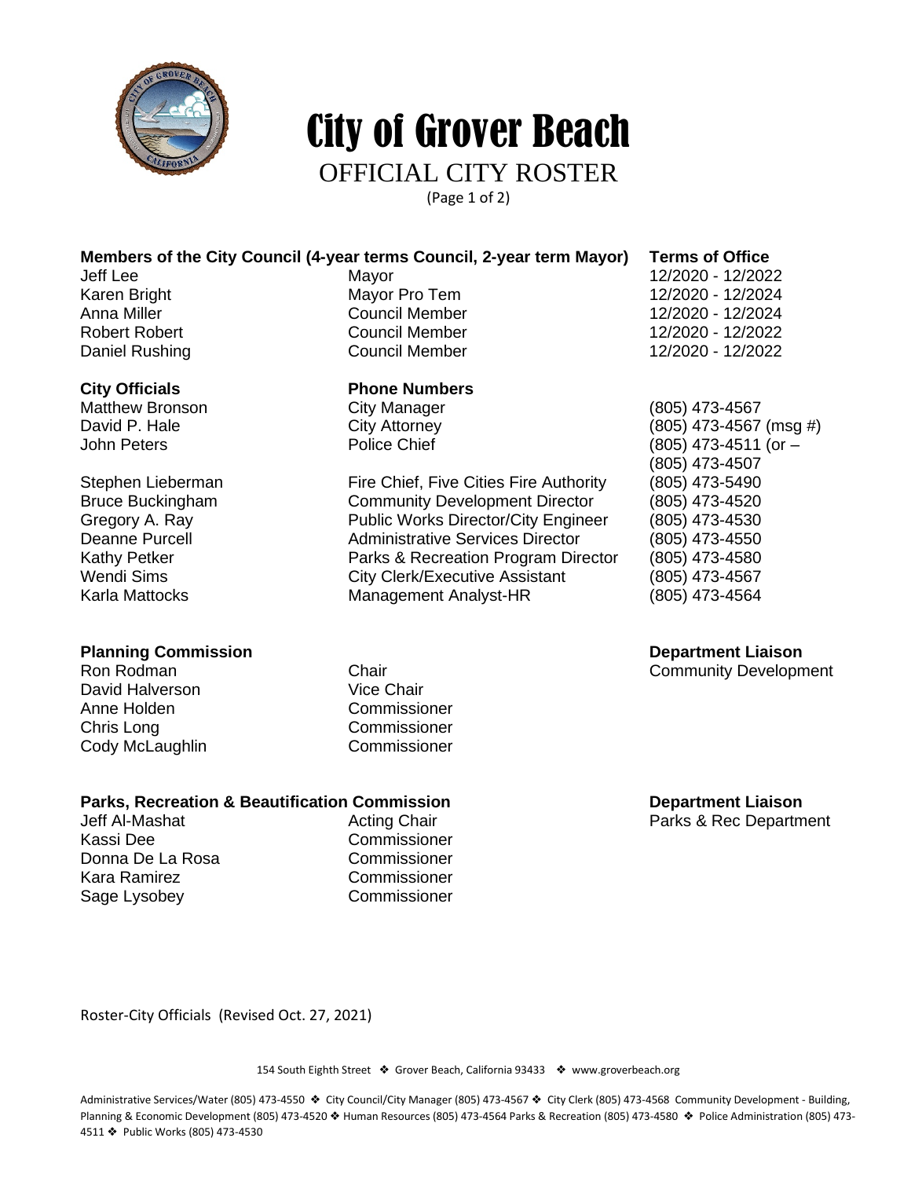# City of Grover Beach

## OFFICIAL CITY ROSTER

(Page 1 of 2)

| **Members of the City Council (4-year terms Council, 2-year term Mayor)** | | **Terms of Office** |
|---|---|---|
| Jeff Lee | Mayor | 12/2020 - 12/2022 |
| Karen Bright | Mayor Pro Tem | 12/2020 - 12/2024 |
| Anna Miller | Council Member | 12/2020 - 12/2024 |
| Robert Robert | Council Member | 12/2020 - 12/2022 |
| Daniel Rushing | Council Member | 12/2020 - 12/2022 |

| **City Officials** | | **Phone Numbers** |
|---|---|---|
| Matthew Bronson | City Manager | (805) 473-4567 |
| David P. Hale | City Attorney | (805) 473-4567 (msg #) |
| John Peters | Police Chief | (805) 473-4511 (or – (805) 473-4507 |
| Stephen Lieberman | Fire Chief, Five Cities Fire Authority | (805) 473-5490 |
| Bruce Buckingham | Community Development Director | (805) 473-4520 |
| Gregory A. Ray | Public Works Director/City Engineer | (805) 473-4530 |
| Deanne Purcell | Administrative Services Director | (805) 473-4550 |
| Kathy Petker | Parks & Recreation Program Director | (805) 473-4580 |
| Wendi Sims | City Clerk/Executive Assistant | (805) 473-4567 |
| Karla Mattocks | Management Analyst-HR | (805) 473-4564 |

| **Planning Commission** | | **Department Liaison** |
|---|---|---|
| Ron Rodman | Chair | Community Development |
| David Halverson | Vice Chair | |
| Anne Holden | Commissioner | |
| Chris Long | Commissioner | |
| Cody McLaughlin | Commissioner | |

| **Parks, Recreation & Beautification Commission** | | **Department Liaison** |
|---|---|---|
| Jeff Al-Mashat | Acting Chair | Parks & Rec Department |
| Kassi Dee | Commissioner | |
| Donna De La Rosa | Commissioner | |
| Kara Ramirez | Commissioner | |
| Sage Lysobey | Commissioner | |

Roster-City Officials (Revised Oct. 27, 2021)

154 South Eighth Street ❖ Grover Beach, California 93433 ❖ www.groverbeach.org

Administrative Services/Water (805) 473-4550 ❖ City Council/City Manager (805) 473-4567 ❖ City Clerk (805) 473-4568 Community Development - Building, Planning & Economic Development (805) 473-4520 ❖ Human Resources (805) 473-4564 Parks & Recreation (805) 473-4580 ❖ Police Administration (805) 473-4511 ❖ Public Works (805) 473-4530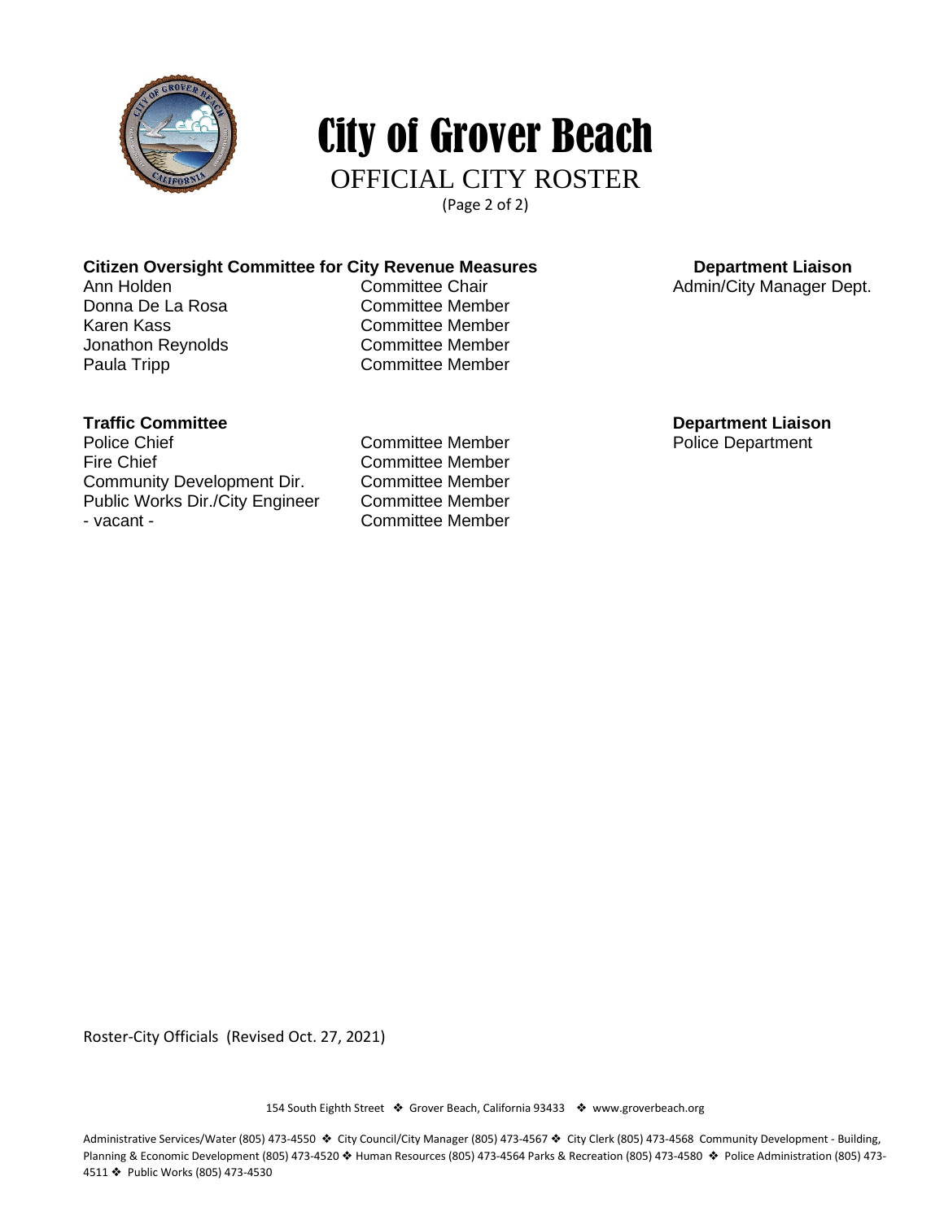# City of Grover Beach

OFFICIAL CITY ROSTER

(Page 2 of 2)

| **Citizen Oversight Committee for City Revenue Measures** | | **Department Liaison** |
|---|---|---|
| Ann Holden | Committee Chair | Admin/City Manager Dept. |
| Donna De La Rosa | Committee Member | |
| Karen Kass | Committee Member | |
| Jonathon Reynolds | Committee Member | |
| Paula Tripp | Committee Member | |

| **Traffic Committee** | | **Department Liaison** |
|---|---|---|
| Police Chief | Committee Member | Police Department |
| Fire Chief | Committee Member | |
| Community Development Dir. | Committee Member | |
| Public Works Dir./City Engineer | Committee Member | |
| - vacant - | Committee Member | |

Roster-City Officials (Revised Oct. 27, 2021)

154 South Eighth Street ❖ Grover Beach, California 93433 ❖ www.groverbeach.org

Administrative Services/Water (805) 473-4550 ❖ City Council/City Manager (805) 473-4567 ❖ City Clerk (805) 473-4568 Community Development - Building, Planning & Economic Development (805) 473-4520 ❖ Human Resources (805) 473-4564 Parks & Recreation (805) 473-4580 ❖ Police Administration (805) 473-4511 ❖ Public Works (805) 473-4530